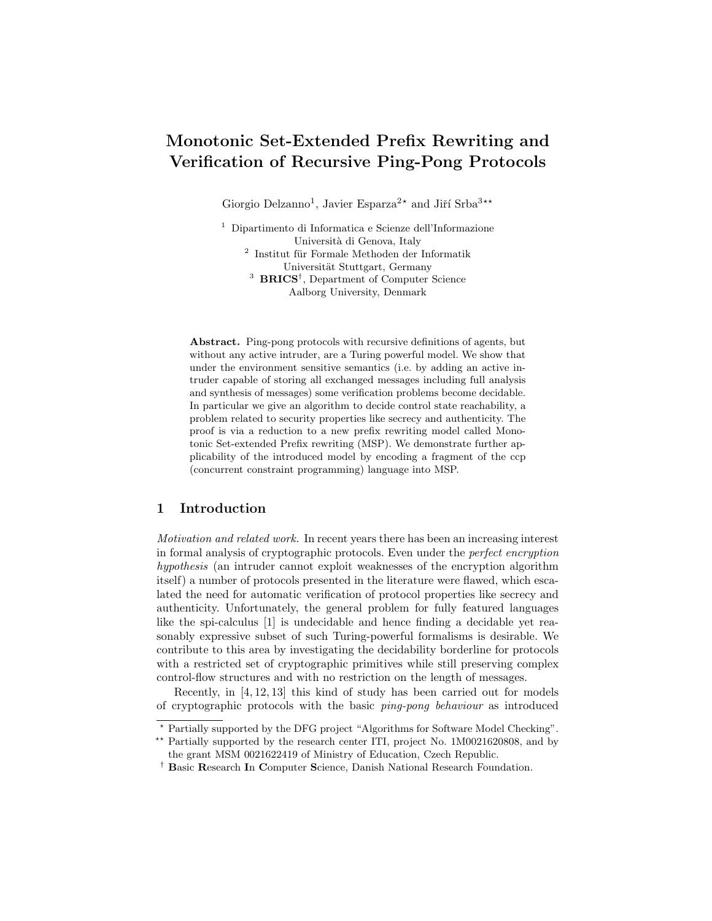# Monotonic Set-Extended Prefix Rewriting and Verification of Recursive Ping-Pong Protocols

Giorgio Delzanno[1], Javier Esparza[2*] and Jiří Srba[3**]

[1] Dipartimento di Informatica e Scienze dell'Informazione
Università di Genova, Italy

[2] Institut für Formale Methoden der Informatik
Universität Stuttgart, Germany

[3] **BRICS**[†], Department of Computer Science
Aalborg University, Denmark

**Abstract.** Ping-pong protocols with recursive definitions of agents, but without any active intruder, are a Turing powerful model. We show that under the environment sensitive semantics (i.e. by adding an active intruder capable of storing all exchanged messages including full analysis and synthesis of messages) some verification problems become decidable. In particular we give an algorithm to decide control state reachability, a problem related to security properties like secrecy and authenticity. The proof is via a reduction to a new prefix rewriting model called Monotonic Set-extended Prefix rewriting (MSP). We demonstrate further applicability of the introduced model by encoding a fragment of the ccp (concurrent constraint programming) language into MSP.

## 1 Introduction

*Motivation and related work.* In recent years there has been an increasing interest in formal analysis of cryptographic protocols. Even under the *perfect encryption hypothesis* (an intruder cannot exploit weaknesses of the encryption algorithm itself) a number of protocols presented in the literature were flawed, which escalated the need for automatic verification of protocol properties like secrecy and authenticity. Unfortunately, the general problem for fully featured languages like the spi-calculus [1] is undecidable and hence finding a decidable yet reasonably expressive subset of such Turing-powerful formalisms is desirable. We contribute to this area by investigating the decidability borderline for protocols with a restricted set of cryptographic primitives while still preserving complex control-flow structures and with no restriction on the length of messages.

Recently, in [4, 12, 13] this kind of study has been carried out for models of cryptographic protocols with the basic *ping-pong behaviour* as introduced

---

* Partially supported by the DFG project "Algorithms for Software Model Checking".

** Partially supported by the research center ITI, project No. 1M0021620808, and by the grant MSM 0021622419 of Ministry of Education, Czech Republic.

† **B**asic **R**esearch **I**n **C**omputer **S**cience, Danish National Research Foundation.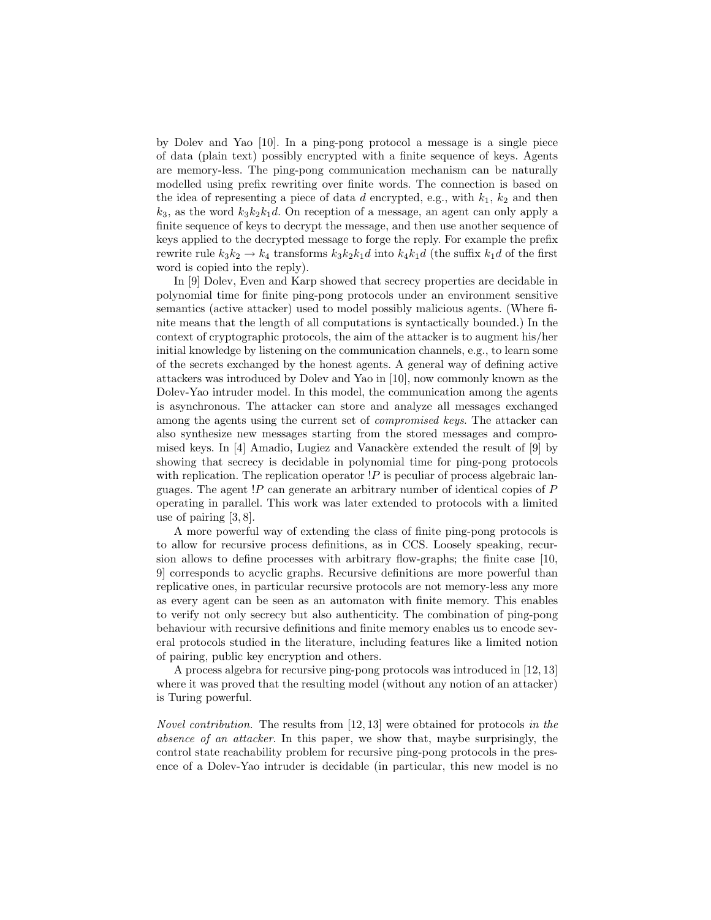by Dolev and Yao [10]. In a ping-pong protocol a message is a single piece of data (plain text) possibly encrypted with a finite sequence of keys. Agents are memory-less. The ping-pong communication mechanism can be naturally modelled using prefix rewriting over finite words. The connection is based on the idea of representing a piece of data $d$ encrypted, e.g., with $k_1$, $k_2$ and then $k_3$, as the word $k_3k_2k_1d$. On reception of a message, an agent can only apply a finite sequence of keys to decrypt the message, and then use another sequence of keys applied to the decrypted message to forge the reply. For example the prefix rewrite rule $k_3k_2 \to k_4$ transforms $k_3k_2k_1d$ into $k_4k_1d$ (the suffix $k_1d$ of the first word is copied into the reply).

In [9] Dolev, Even and Karp showed that secrecy properties are decidable in polynomial time for finite ping-pong protocols under an environment sensitive semantics (active attacker) used to model possibly malicious agents. (Where finite means that the length of all computations is syntactically bounded.) In the context of cryptographic protocols, the aim of the attacker is to augment his/her initial knowledge by listening on the communication channels, e.g., to learn some of the secrets exchanged by the honest agents. A general way of defining active attackers was introduced by Dolev and Yao in [10], now commonly known as the Dolev-Yao intruder model. In this model, the communication among the agents is asynchronous. The attacker can store and analyze all messages exchanged among the agents using the current set of *compromised keys*. The attacker can also synthesize new messages starting from the stored messages and compromised keys. In [4] Amadio, Lugiez and Vanackère extended the result of [9] by showing that secrecy is decidable in polynomial time for ping-pong protocols with replication. The replication operator $!P$ is peculiar of process algebraic languages. The agent $!P$ can generate an arbitrary number of identical copies of $P$ operating in parallel. This work was later extended to protocols with a limited use of pairing [3, 8].

A more powerful way of extending the class of finite ping-pong protocols is to allow for recursive process definitions, as in CCS. Loosely speaking, recursion allows to define processes with arbitrary flow-graphs; the finite case [10, 9] corresponds to acyclic graphs. Recursive definitions are more powerful than replicative ones, in particular recursive protocols are not memory-less any more as every agent can be seen as an automaton with finite memory. This enables to verify not only secrecy but also authenticity. The combination of ping-pong behaviour with recursive definitions and finite memory enables us to encode several protocols studied in the literature, including features like a limited notion of pairing, public key encryption and others.

A process algebra for recursive ping-pong protocols was introduced in [12, 13] where it was proved that the resulting model (without any notion of an attacker) is Turing powerful.

*Novel contribution.* The results from [12, 13] were obtained for protocols *in the absence of an attacker*. In this paper, we show that, maybe surprisingly, the control state reachability problem for recursive ping-pong protocols in the presence of a Dolev-Yao intruder is decidable (in particular, this new model is no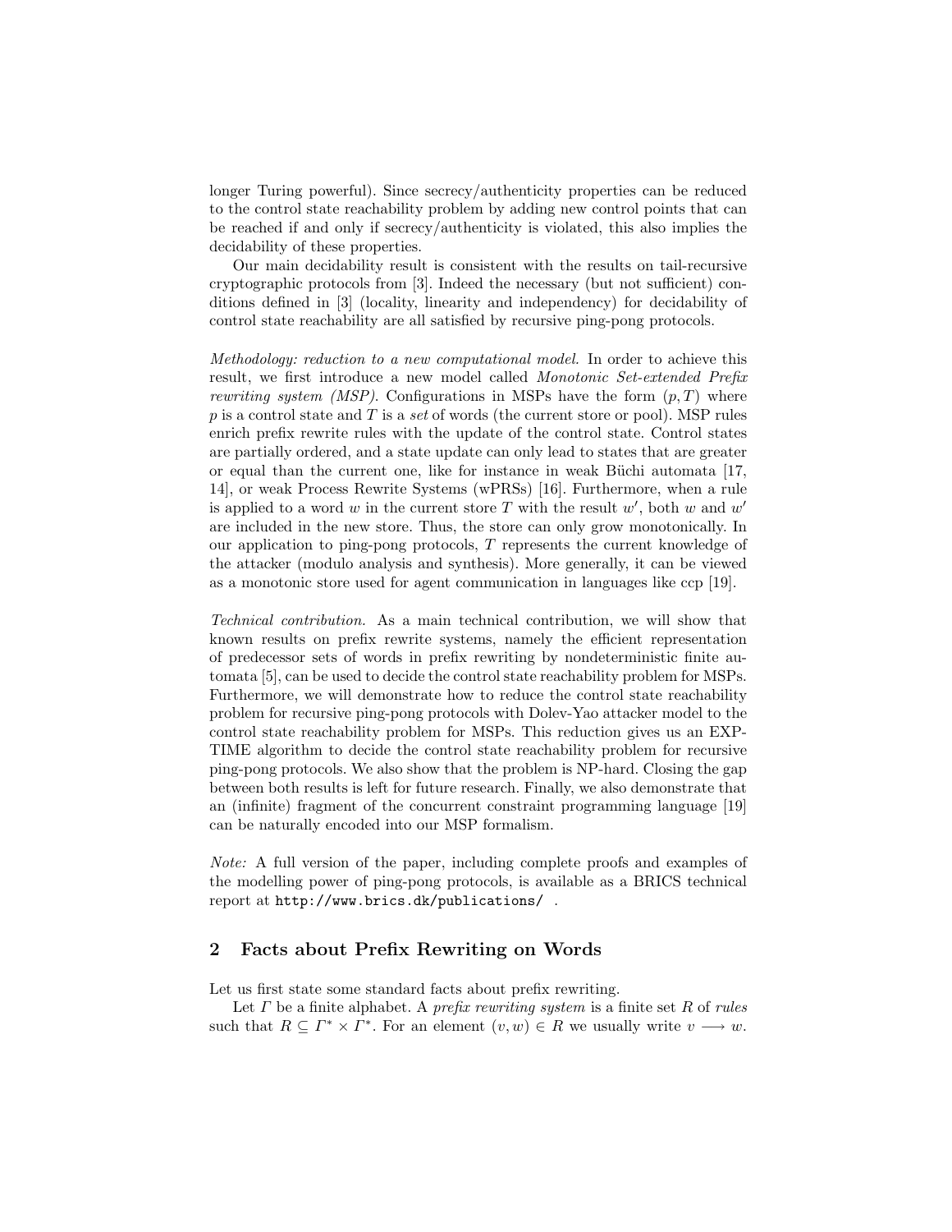longer Turing powerful). Since secrecy/authenticity properties can be reduced to the control state reachability problem by adding new control points that can be reached if and only if secrecy/authenticity is violated, this also implies the decidability of these properties.

Our main decidability result is consistent with the results on tail-recursive cryptographic protocols from [3]. Indeed the necessary (but not sufficient) conditions defined in [3] (locality, linearity and independency) for decidability of control state reachability are all satisfied by recursive ping-pong protocols.

*Methodology: reduction to a new computational model.* In order to achieve this result, we first introduce a new model called *Monotonic Set-extended Prefix rewriting system (MSP)*. Configurations in MSPs have the form $(p, T)$ where $p$ is a control state and $T$ is a *set* of words (the current store or pool). MSP rules enrich prefix rewrite rules with the update of the control state. Control states are partially ordered, and a state update can only lead to states that are greater or equal than the current one, like for instance in weak Büchi automata [17, 14], or weak Process Rewrite Systems (wPRSs) [16]. Furthermore, when a rule is applied to a word $w$ in the current store $T$ with the result $w'$, both $w$ and $w'$ are included in the new store. Thus, the store can only grow monotonically. In our application to ping-pong protocols, $T$ represents the current knowledge of the attacker (modulo analysis and synthesis). More generally, it can be viewed as a monotonic store used for agent communication in languages like ccp [19].

*Technical contribution.* As a main technical contribution, we will show that known results on prefix rewrite systems, namely the efficient representation of predecessor sets of words in prefix rewriting by nondeterministic finite automata [5], can be used to decide the control state reachability problem for MSPs. Furthermore, we will demonstrate how to reduce the control state reachability problem for recursive ping-pong protocols with Dolev-Yao attacker model to the control state reachability problem for MSPs. This reduction gives us an EXPTIME algorithm to decide the control state reachability problem for recursive ping-pong protocols. We also show that the problem is NP-hard. Closing the gap between both results is left for future research. Finally, we also demonstrate that an (infinite) fragment of the concurrent constraint programming language [19] can be naturally encoded into our MSP formalism.

*Note:* A full version of the paper, including complete proofs and examples of the modelling power of ping-pong protocols, is available as a BRICS technical report at http://www.brics.dk/publications/ .

## 2 Facts about Prefix Rewriting on Words

Let us first state some standard facts about prefix rewriting.

Let $\Gamma$ be a finite alphabet. A *prefix rewriting system* is a finite set $R$ of *rules* such that $R \subseteq \Gamma^* \times \Gamma^*$. For an element $(v, w) \in R$ we usually write $v \longrightarrow w$.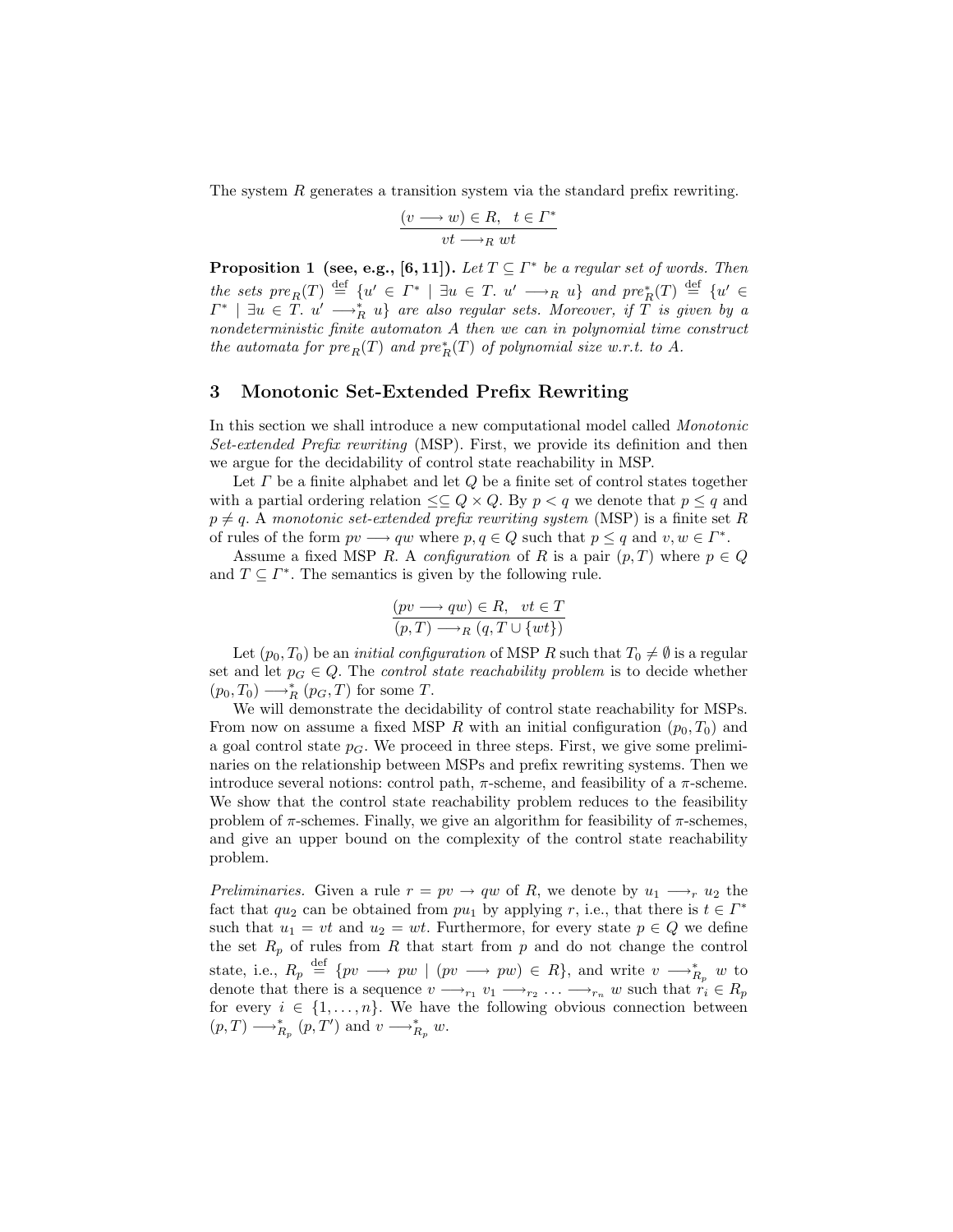The system $R$ generates a transition system via the standard prefix rewriting.

$$\frac{(v \longrightarrow w) \in R, \quad t \in \Gamma^*}{vt \longrightarrow_R wt}$$

**Proposition 1 (see, e.g., [6, 11]).** *Let $T \subseteq \Gamma^*$ be a regular set of words. Then the sets $pre_R(T) \stackrel{\text{def}}{=} \{u' \in \Gamma^* \mid \exists u \in T.\ u' \longrightarrow_R u\}$ and $pre^*_R(T) \stackrel{\text{def}}{=} \{u' \in \Gamma^* \mid \exists u \in T.\ u' \longrightarrow^*_R u\}$ are also regular sets. Moreover, if $T$ is given by a nondeterministic finite automaton $A$ then we can in polynomial time construct the automata for $pre_R(T)$ and $pre^*_R(T)$ of polynomial size w.r.t. to $A$.*

## 3 Monotonic Set-Extended Prefix Rewriting

In this section we shall introduce a new computational model called *Monotonic Set-extended Prefix rewriting* (MSP). First, we provide its definition and then we argue for the decidability of control state reachability in MSP.

Let $\Gamma$ be a finite alphabet and let $Q$ be a finite set of control states together with a partial ordering relation $\leq \subseteq Q \times Q$. By $p < q$ we denote that $p \leq q$ and $p \neq q$. A *monotonic set-extended prefix rewriting system* (MSP) is a finite set $R$ of rules of the form $pv \longrightarrow qw$ where $p, q \in Q$ such that $p \leq q$ and $v, w \in \Gamma^*$.

Assume a fixed MSP $R$. A *configuration* of $R$ is a pair $(p, T)$ where $p \in Q$ and $T \subseteq \Gamma^*$. The semantics is given by the following rule.

$$\frac{(pv \longrightarrow qw) \in R, \quad vt \in T}{(p, T) \longrightarrow_R (q, T \cup \{wt\})}$$

Let $(p_0, T_0)$ be an *initial configuration* of MSP $R$ such that $T_0 \neq \emptyset$ is a regular set and let $p_G \in Q$. The *control state reachability problem* is to decide whether $(p_0, T_0) \longrightarrow^*_R (p_G, T)$ for some $T$.

We will demonstrate the decidability of control state reachability for MSPs. From now on assume a fixed MSP $R$ with an initial configuration $(p_0, T_0)$ and a goal control state $p_G$. We proceed in three steps. First, we give some preliminaries on the relationship between MSPs and prefix rewriting systems. Then we introduce several notions: control path, $\pi$-scheme, and feasibility of a $\pi$-scheme. We show that the control state reachability problem reduces to the feasibility problem of $\pi$-schemes. Finally, we give an algorithm for feasibility of $\pi$-schemes, and give an upper bound on the complexity of the control state reachability problem.

*Preliminaries.* Given a rule $r = pv \rightarrow qw$ of $R$, we denote by $u_1 \longrightarrow_r u_2$ the fact that $qu_2$ can be obtained from $pu_1$ by applying $r$, i.e., that there is $t \in \Gamma^*$ such that $u_1 = vt$ and $u_2 = wt$. Furthermore, for every state $p \in Q$ we define the set $R_p$ of rules from $R$ that start from $p$ and do not change the control state, i.e., $R_p \stackrel{\text{def}}{=} \{pv \longrightarrow pw \mid (pv \longrightarrow pw) \in R\}$, and write $v \longrightarrow^*_{R_p} w$ to denote that there is a sequence $v \longrightarrow_{r_1} v_1 \longrightarrow_{r_2} \ldots \longrightarrow_{r_n} w$ such that $r_i \in R_p$ for every $i \in \{1, \ldots, n\}$. We have the following obvious connection between $(p, T) \longrightarrow^*_{R_p} (p, T')$ and $v \longrightarrow^*_{R_p} w$.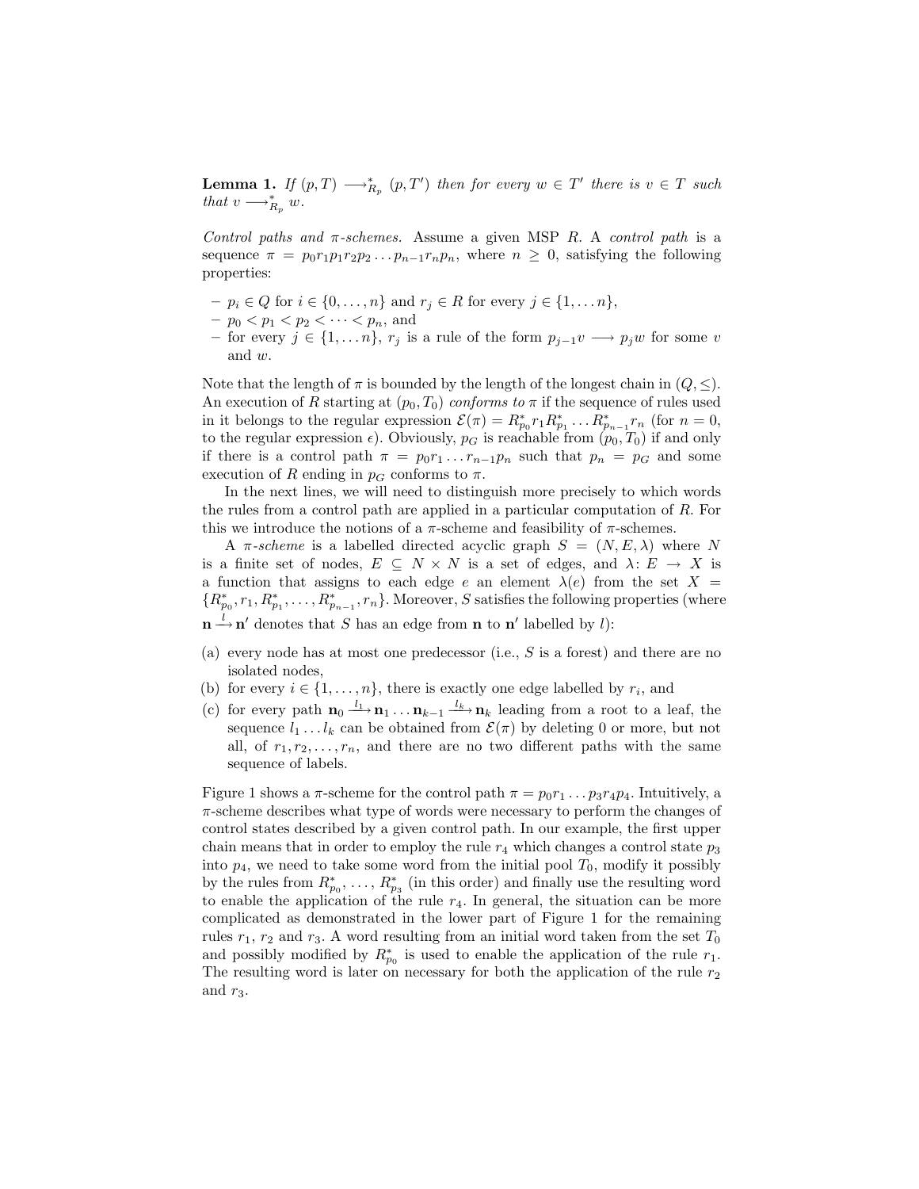**Lemma 1.** *If $(p, T) \longrightarrow^*_{R_p} (p, T')$ then for every $w \in T'$ there is $v \in T$ such that $v \longrightarrow^*_{R_p} w$.*

*Control paths and $\pi$-schemes.* Assume a given MSP $R$. A *control path* is a sequence $\pi = p_0 r_1 p_1 r_2 p_2 \ldots p_{n-1} r_n p_n$, where $n \geq 0$, satisfying the following properties:

- $p_i \in Q$ for $i \in \{0, \ldots, n\}$ and $r_j \in R$ for every $j \in \{1, \ldots n\}$,
- $p_0 < p_1 < p_2 < \cdots < p_n$, and
- for every $j \in \{1, \ldots n\}$, $r_j$ is a rule of the form $p_{j-1} v \longrightarrow p_j w$ for some $v$ and $w$.

Note that the length of $\pi$ is bounded by the length of the longest chain in $(Q, \leq)$. An execution of $R$ starting at $(p_0, T_0)$ *conforms to* $\pi$ if the sequence of rules used in it belongs to the regular expression $\mathcal{E}(\pi) = R^*_{p_0} r_1 R^*_{p_1} \ldots R^*_{p_{n-1}} r_n$ (for $n = 0$, to the regular expression $\epsilon$). Obviously, $p_G$ is reachable from $(p_0, T_0)$ if and only if there is a control path $\pi = p_0 r_1 \ldots r_{n-1} p_n$ such that $p_n = p_G$ and some execution of $R$ ending in $p_G$ conforms to $\pi$.

In the next lines, we will need to distinguish more precisely to which words the rules from a control path are applied in a particular computation of $R$. For this we introduce the notions of a $\pi$-scheme and feasibility of $\pi$-schemes.

A *$\pi$-scheme* is a labelled directed acyclic graph $S = (N, E, \lambda)$ where $N$ is a finite set of nodes, $E \subseteq N \times N$ is a set of edges, and $\lambda \colon E \to X$ is a function that assigns to each edge $e$ an element $\lambda(e)$ from the set $X = \{R^*_{p_0}, r_1, R^*_{p_1}, \ldots, R^*_{p_{n-1}}, r_n\}$. Moreover, $S$ satisfies the following properties (where $\mathbf{n} \xrightarrow{l} \mathbf{n}'$ denotes that $S$ has an edge from $\mathbf{n}$ to $\mathbf{n}'$ labelled by $l$):

(a) every node has at most one predecessor (i.e., $S$ is a forest) and there are no isolated nodes,
(b) for every $i \in \{1, \ldots, n\}$, there is exactly one edge labelled by $r_i$, and
(c) for every path $\mathbf{n}_0 \xrightarrow{l_1} \mathbf{n}_1 \ldots \mathbf{n}_{k-1} \xrightarrow{l_k} \mathbf{n}_k$ leading from a root to a leaf, the sequence $l_1 \ldots l_k$ can be obtained from $\mathcal{E}(\pi)$ by deleting 0 or more, but not all, of $r_1, r_2, \ldots, r_n$, and there are no two different paths with the same sequence of labels.

Figure 1 shows a $\pi$-scheme for the control path $\pi = p_0 r_1 \ldots p_3 r_4 p_4$. Intuitively, a $\pi$-scheme describes what type of words were necessary to perform the changes of control states described by a given control path. In our example, the first upper chain means that in order to employ the rule $r_4$ which changes a control state $p_3$ into $p_4$, we need to take some word from the initial pool $T_0$, modify it possibly by the rules from $R^*_{p_0}, \ldots, R^*_{p_3}$ (in this order) and finally use the resulting word to enable the application of the rule $r_4$. In general, the situation can be more complicated as demonstrated in the lower part of Figure 1 for the remaining rules $r_1$, $r_2$ and $r_3$. A word resulting from an initial word taken from the set $T_0$ and possibly modified by $R^*_{p_0}$ is used to enable the application of the rule $r_1$. The resulting word is later on necessary for both the application of the rule $r_2$ and $r_3$.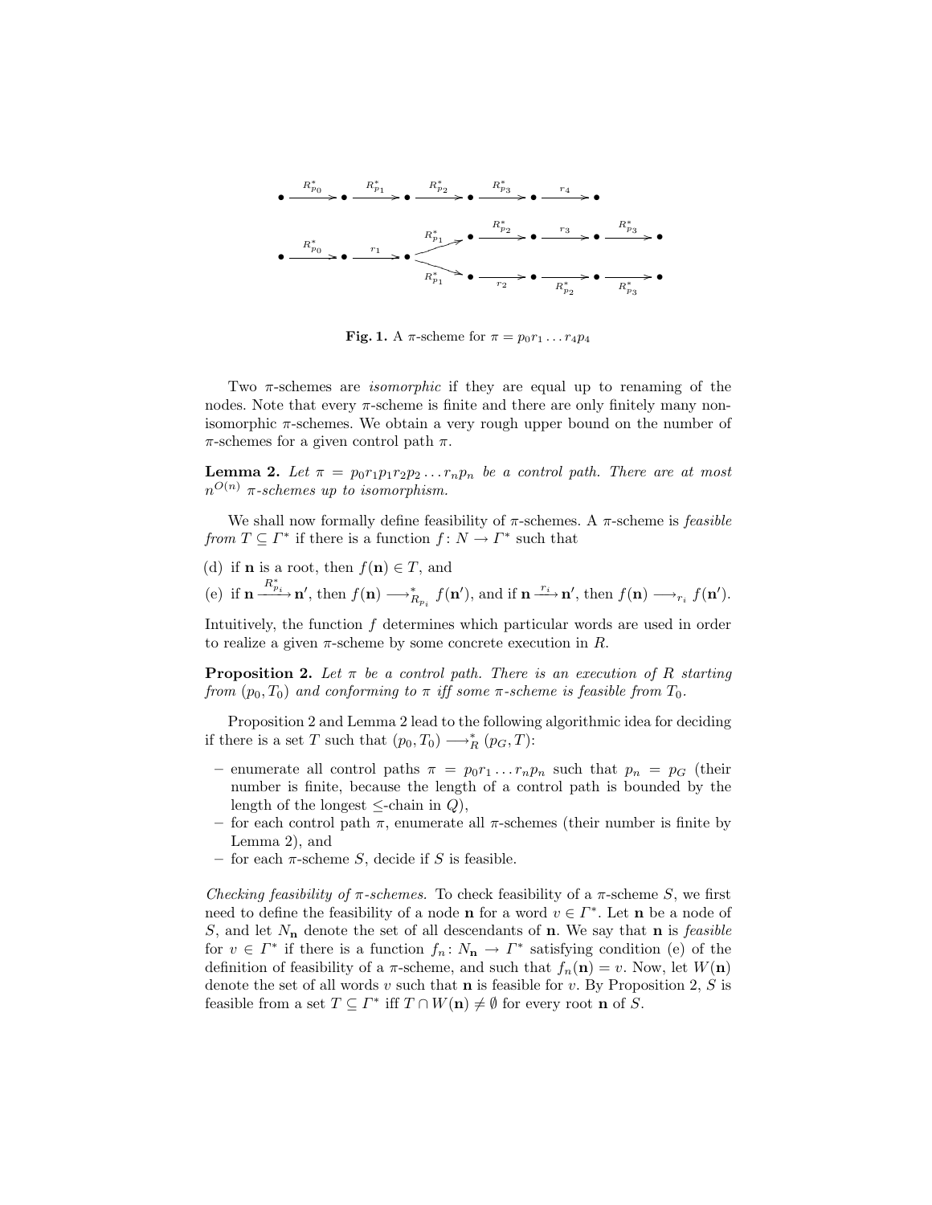**Fig. 1.** A $\pi$-scheme for $\pi = p_0 r_1 \ldots r_4 p_4$

Two $\pi$-schemes are *isomorphic* if they are equal up to renaming of the nodes. Note that every $\pi$-scheme is finite and there are only finitely many non-isomorphic $\pi$-schemes. We obtain a very rough upper bound on the number of $\pi$-schemes for a given control path $\pi$.

**Lemma 2.** *Let $\pi = p_0 r_1 p_1 r_2 p_2 \ldots r_n p_n$ be a control path. There are at most $n^{O(n)}$ $\pi$-schemes up to isomorphism.*

We shall now formally define feasibility of $\pi$-schemes. A $\pi$-scheme is *feasible from $T \subseteq \Gamma^*$* if there is a function $f\colon N \to \Gamma^*$ such that

(d) if $\mathbf{n}$ is a root, then $f(\mathbf{n}) \in T$, and

(e) if $\mathbf{n} \xrightarrow{R^*_{p_i}} \mathbf{n}'$, then $f(\mathbf{n}) \longrightarrow^*_{R_{p_i}} f(\mathbf{n}')$, and if $\mathbf{n} \xrightarrow{r_i} \mathbf{n}'$, then $f(\mathbf{n}) \longrightarrow_{r_i} f(\mathbf{n}')$.

Intuitively, the function $f$ determines which particular words are used in order to realize a given $\pi$-scheme by some concrete execution in $R$.

**Proposition 2.** *Let $\pi$ be a control path. There is an execution of $R$ starting from $(p_0, T_0)$ and conforming to $\pi$ iff some $\pi$-scheme is feasible from $T_0$.*

Proposition 2 and Lemma 2 lead to the following algorithmic idea for deciding if there is a set $T$ such that $(p_0, T_0) \longrightarrow^*_R (p_G, T)$:

- enumerate all control paths $\pi = p_0 r_1 \ldots r_n p_n$ such that $p_n = p_G$ (their number is finite, because the length of a control path is bounded by the length of the longest $\leq$-chain in $Q$),
- for each control path $\pi$, enumerate all $\pi$-schemes (their number is finite by Lemma 2), and
- for each $\pi$-scheme $S$, decide if $S$ is feasible.

*Checking feasibility of $\pi$-schemes.* To check feasibility of a $\pi$-scheme $S$, we first need to define the feasibility of a node $\mathbf{n}$ for a word $v \in \Gamma^*$. Let $\mathbf{n}$ be a node of $S$, and let $N_{\mathbf{n}}$ denote the set of all descendants of $\mathbf{n}$. We say that $\mathbf{n}$ is *feasible* for $v \in \Gamma^*$ if there is a function $f_n\colon N_{\mathbf{n}} \to \Gamma^*$ satisfying condition (e) of the definition of feasibility of a $\pi$-scheme, and such that $f_n(\mathbf{n}) = v$. Now, let $W(\mathbf{n})$ denote the set of all words $v$ such that $\mathbf{n}$ is feasible for $v$. By Proposition 2, $S$ is feasible from a set $T \subseteq \Gamma^*$ iff $T \cap W(\mathbf{n}) \neq \emptyset$ for every root $\mathbf{n}$ of $S$.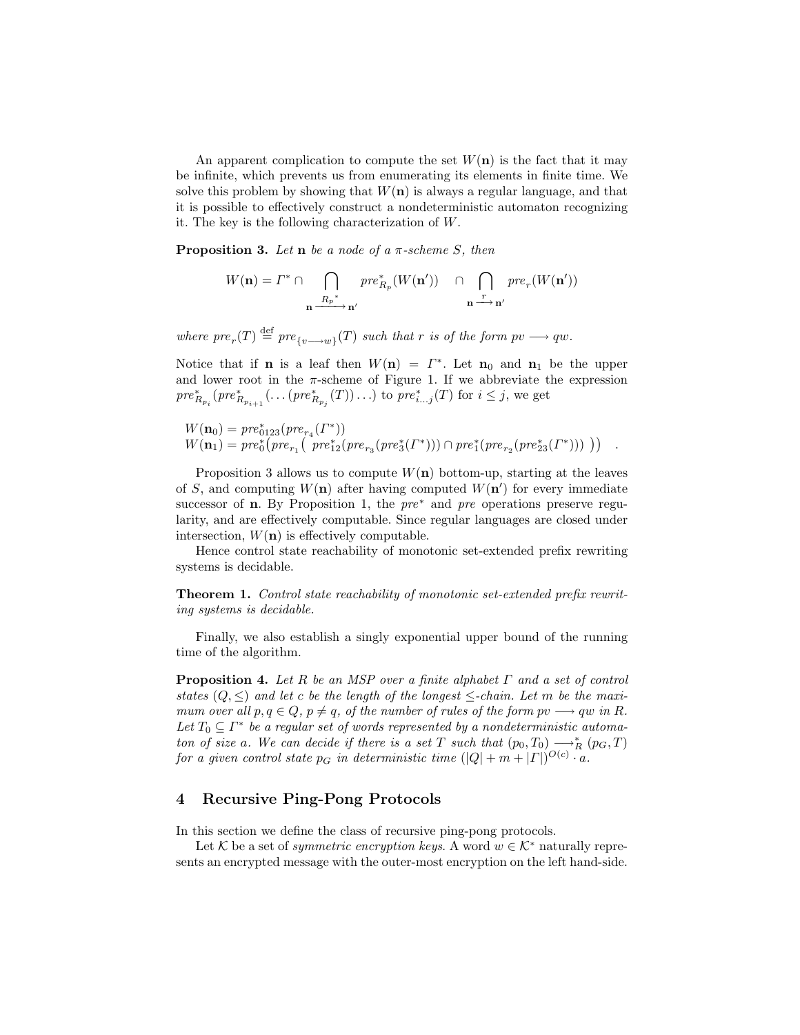An apparent complication to compute the set $W(\mathbf{n})$ is the fact that it may be infinite, which prevents us from enumerating its elements in finite time. We solve this problem by showing that $W(\mathbf{n})$ is always a regular language, and that it is possible to effectively construct a nondeterministic automaton recognizing it. The key is the following characterization of $W$.

**Proposition 3.** *Let* $\mathbf{n}$ *be a node of a* $\pi$*-scheme* $S$*, then*

$$W(\mathbf{n}) = \Gamma^* \cap \bigcap_{\mathbf{n} \xrightarrow{R_p{}^*} \mathbf{n}'} pre^*_{R_p}(W(\mathbf{n}')) \quad \cap \bigcap_{\mathbf{n} \xrightarrow{r} \mathbf{n}'} pre_r(W(\mathbf{n}'))$$

*where* $pre_r(T) \stackrel{\text{def}}{=} pre_{\{v \longrightarrow w\}}(T)$ *such that* $r$ *is of the form* $pv \longrightarrow qw$*.*

Notice that if $\mathbf{n}$ is a leaf then $W(\mathbf{n}) = \Gamma^*$. Let $\mathbf{n}_0$ and $\mathbf{n}_1$ be the upper and lower root in the $\pi$-scheme of Figure 1. If we abbreviate the expression $pre^*_{R_{p_i}}(pre^*_{R_{p_{i+1}}}(\ldots(pre^*_{R_{p_j}}(T))\ldots)$ to $pre^*_{i\ldots j}(T)$ for $i \leq j$, we get

$$\begin{aligned}
W(\mathbf{n}_0) &= pre^*_{0123}(pre_{r_4}(\Gamma^*)) \\
W(\mathbf{n}_1) &= pre^*_0\big(pre_{r_1}\big(\; pre^*_{12}(pre_{r_3}(pre^*_3(\Gamma^*))) \cap pre^*_1(pre_{r_2}(pre^*_{23}(\Gamma^*)))\;\big)\big) \quad .
\end{aligned}$$

Proposition 3 allows us to compute $W(\mathbf{n})$ bottom-up, starting at the leaves of $S$, and computing $W(\mathbf{n})$ after having computed $W(\mathbf{n}')$ for every immediate successor of $\mathbf{n}$. By Proposition 1, the $pre^*$ and $pre$ operations preserve regularity, and are effectively computable. Since regular languages are closed under intersection, $W(\mathbf{n})$ is effectively computable.

Hence control state reachability of monotonic set-extended prefix rewriting systems is decidable.

**Theorem 1.** *Control state reachability of monotonic set-extended prefix rewriting systems is decidable.*

Finally, we also establish a singly exponential upper bound of the running time of the algorithm.

**Proposition 4.** *Let* $R$ *be an MSP over a finite alphabet* $\Gamma$ *and a set of control states* $(Q, \leq)$ *and let* $c$ *be the length of the longest* $\leq$*-chain. Let* $m$ *be the maximum over all* $p, q \in Q$*,* $p \neq q$*, of the number of rules of the form* $pv \longrightarrow qw$ *in* $R$*. Let* $T_0 \subseteq \Gamma^*$ *be a regular set of words represented by a nondeterministic automaton of size* $a$*. We can decide if there is a set* $T$ *such that* $(p_0, T_0) \longrightarrow^*_R (p_G, T)$ *for a given control state* $p_G$ *in deterministic time* $(|Q| + m + |\Gamma|)^{O(c)} \cdot a$*.*

## 4 Recursive Ping-Pong Protocols

In this section we define the class of recursive ping-pong protocols.

Let $\mathcal{K}$ be a set of *symmetric encryption keys*. A word $w \in \mathcal{K}^*$ naturally represents an encrypted message with the outer-most encryption on the left hand-side.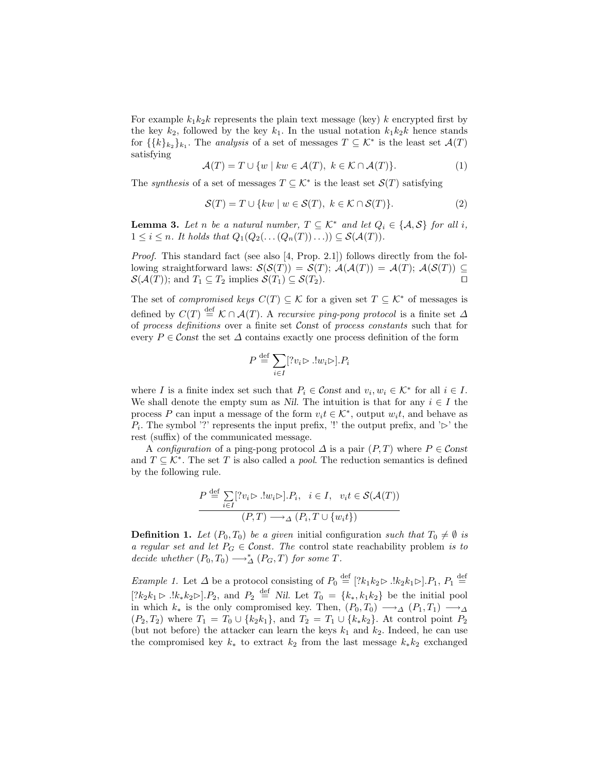For example $k_1k_2k$ represents the plain text message (key) $k$ encrypted first by the key $k_2$, followed by the key $k_1$. In the usual notation $k_1k_2k$ hence stands for $\{\{k\}_{k_2}\}_{k_1}$. The *analysis* of a set of messages $T \subseteq \mathcal{K}^*$ is the least set $\mathcal{A}(T)$ satisfying

$$\mathcal{A}(T) = T \cup \{w \mid kw \in \mathcal{A}(T),\ k \in \mathcal{K} \cap \mathcal{A}(T)\}. \tag{1}$$

The *synthesis* of a set of messages $T \subseteq \mathcal{K}^*$ is the least set $\mathcal{S}(T)$ satisfying

$$\mathcal{S}(T) = T \cup \{kw \mid w \in \mathcal{S}(T),\ k \in \mathcal{K} \cap \mathcal{S}(T)\}. \tag{2}$$

**Lemma 3.** *Let $n$ be a natural number, $T \subseteq \mathcal{K}^*$ and let $Q_i \in \{\mathcal{A}, \mathcal{S}\}$ for all $i$, $1 \leq i \leq n$. It holds that $Q_1(Q_2(\ldots(Q_n(T))\ldots)) \subseteq \mathcal{S}(\mathcal{A}(T))$.*

*Proof.* This standard fact (see also [4, Prop. 2.1]) follows directly from the following straightforward laws: $\mathcal{S}(\mathcal{S}(T)) = \mathcal{S}(T)$; $\mathcal{A}(\mathcal{A}(T)) = \mathcal{A}(T)$; $\mathcal{A}(\mathcal{S}(T)) \subseteq \mathcal{S}(\mathcal{A}(T))$; and $T_1 \subseteq T_2$ implies $\mathcal{S}(T_1) \subseteq \mathcal{S}(T_2)$. ⊓⊔

The set of *compromised keys* $C(T) \subseteq \mathcal{K}$ for a given set $T \subseteq \mathcal{K}^*$ of messages is defined by $C(T) \stackrel{\text{def}}{=} \mathcal{K} \cap \mathcal{A}(T)$. A *recursive ping-pong protocol* is a finite set $\Delta$ of *process definitions* over a finite set $\mathit{Const}$ of *process constants* such that for every $P \in \mathit{Const}$ the set $\Delta$ contains exactly one process definition of the form

$$P \stackrel{\text{def}}{=} \sum_{i \in I} [?v_i \triangleright .!w_i \triangleright].P_i$$

where $I$ is a finite index set such that $P_i \in \mathit{Const}$ and $v_i, w_i \in \mathcal{K}^*$ for all $i \in I$. We shall denote the empty sum as $\mathit{Nil}$. The intuition is that for any $i \in I$ the process $P$ can input a message of the form $v_it \in \mathcal{K}^*$, output $w_it$, and behave as $P_i$. The symbol '?' represents the input prefix, '!' the output prefix, and '$\triangleright$' the rest (suffix) of the communicated message.

A *configuration* of a ping-pong protocol $\Delta$ is a pair $(P, T)$ where $P \in \mathit{Const}$ and $T \subseteq \mathcal{K}^*$. The set $T$ is also called a *pool*. The reduction semantics is defined by the following rule.

$$\frac{P \stackrel{\text{def}}{=} \sum_{i \in I} [?v_i \triangleright .!w_i \triangleright].P_i, \quad i \in I, \quad v_it \in \mathcal{S}(\mathcal{A}(T))}{(P, T) \longrightarrow_\Delta (P_i, T \cup \{w_it\})}$$

**Definition 1.** *Let $(P_0, T_0)$ be a given* initial configuration *such that $T_0 \neq \emptyset$ is a regular set and let $P_G \in \mathit{Const}$. The* control state reachability problem *is to decide whether $(P_0, T_0) \longrightarrow_\Delta^* (P_G, T)$ for some $T$.*

*Example 1.* Let $\Delta$ be a protocol consisting of $P_0 \stackrel{\text{def}}{=} [?k_1k_2 \triangleright .!k_2k_1 \triangleright].P_1$, $P_1 \stackrel{\text{def}}{=} [?k_2k_1 \triangleright .!k_*k_2 \triangleright].P_2$, and $P_2 \stackrel{\text{def}}{=} \mathit{Nil}$. Let $T_0 = \{k_*, k_1k_2\}$ be the initial pool in which $k_*$ is the only compromised key. Then, $(P_0, T_0) \longrightarrow_\Delta (P_1, T_1) \longrightarrow_\Delta (P_2, T_2)$ where $T_1 = T_0 \cup \{k_2k_1\}$, and $T_2 = T_1 \cup \{k_*k_2\}$. At control point $P_2$ (but not before) the attacker can learn the keys $k_1$ and $k_2$. Indeed, he can use the compromised key $k_*$ to extract $k_2$ from the last message $k_*k_2$ exchanged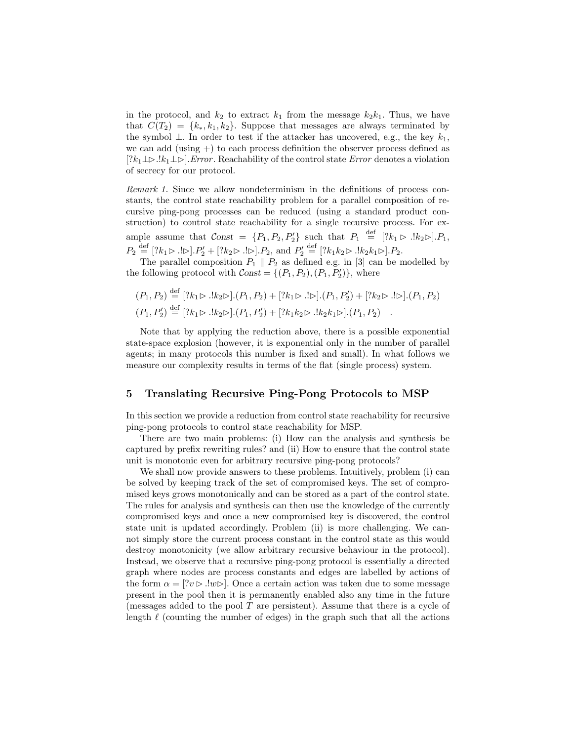in the protocol, and $k_2$ to extract $k_1$ from the message $k_2k_1$. Thus, we have that $C(T_2) = \{k_*, k_1, k_2\}$. Suppose that messages are always terminated by the symbol $\perp$. In order to test if the attacker has uncovered, e.g., the key $k_1$, we can add (using $+$) to each process definition the observer process defined as $[?k_1\perp\triangleright.!k_1\perp\triangleright].Error$. Reachability of the control state $Error$ denotes a violation of secrecy for our protocol.

*Remark 1.* Since we allow nondeterminism in the definitions of process constants, the control state reachability problem for a parallel composition of recursive ping-pong processes can be reduced (using a standard product construction) to control state reachability for a single recursive process. For example assume that $\mathit{Const} = \{P_1, P_2, P_2'\}$ such that $P_1 \stackrel{\text{def}}{=} [?k_1\triangleright.!k_2\triangleright].P_1$, $P_2 \stackrel{\text{def}}{=} [?k_1\triangleright.!\triangleright].P_2' + [?k_2\triangleright.!\triangleright].P_2$, and $P_2' \stackrel{\text{def}}{=} [?k_1k_2\triangleright.!k_2k_1\triangleright].P_2$.

The parallel composition $P_1 \parallel P_2$ as defined e.g. in [3] can be modelled by the following protocol with $\mathit{Const} = \{(P_1, P_2), (P_1, P_2')\}$, where

$$(P_1, P_2) \stackrel{\text{def}}{=} [?k_1\triangleright.!k_2\triangleright].(P_1, P_2) + [?k_1\triangleright.!\triangleright].(P_1, P_2') + [?k_2\triangleright.!\triangleright].(P_1, P_2)$$
$$(P_1, P_2') \stackrel{\text{def}}{=} [?k_1\triangleright.!k_2\triangleright].(P_1, P_2') + [?k_1k_2\triangleright.!k_2k_1\triangleright].(P_1, P_2) \quad .$$

Note that by applying the reduction above, there is a possible exponential state-space explosion (however, it is exponential only in the number of parallel agents; in many protocols this number is fixed and small). In what follows we measure our complexity results in terms of the flat (single process) system.

## 5 Translating Recursive Ping-Pong Protocols to MSP

In this section we provide a reduction from control state reachability for recursive ping-pong protocols to control state reachability for MSP.

There are two main problems: (i) How can the analysis and synthesis be captured by prefix rewriting rules? and (ii) How to ensure that the control state unit is monotonic even for arbitrary recursive ping-pong protocols?

We shall now provide answers to these problems. Intuitively, problem (i) can be solved by keeping track of the set of compromised keys. The set of compromised keys grows monotonically and can be stored as a part of the control state. The rules for analysis and synthesis can then use the knowledge of the currently compromised keys and once a new compromised key is discovered, the control state unit is updated accordingly. Problem (ii) is more challenging. We cannot simply store the current process constant in the control state as this would destroy monotonicity (we allow arbitrary recursive behaviour in the protocol). Instead, we observe that a recursive ping-pong protocol is essentially a directed graph where nodes are process constants and edges are labelled by actions of the form $\alpha = [?v\triangleright.!w\triangleright]$. Once a certain action was taken due to some message present in the pool then it is permanently enabled also any time in the future (messages added to the pool $T$ are persistent). Assume that there is a cycle of length $\ell$ (counting the number of edges) in the graph such that all the actions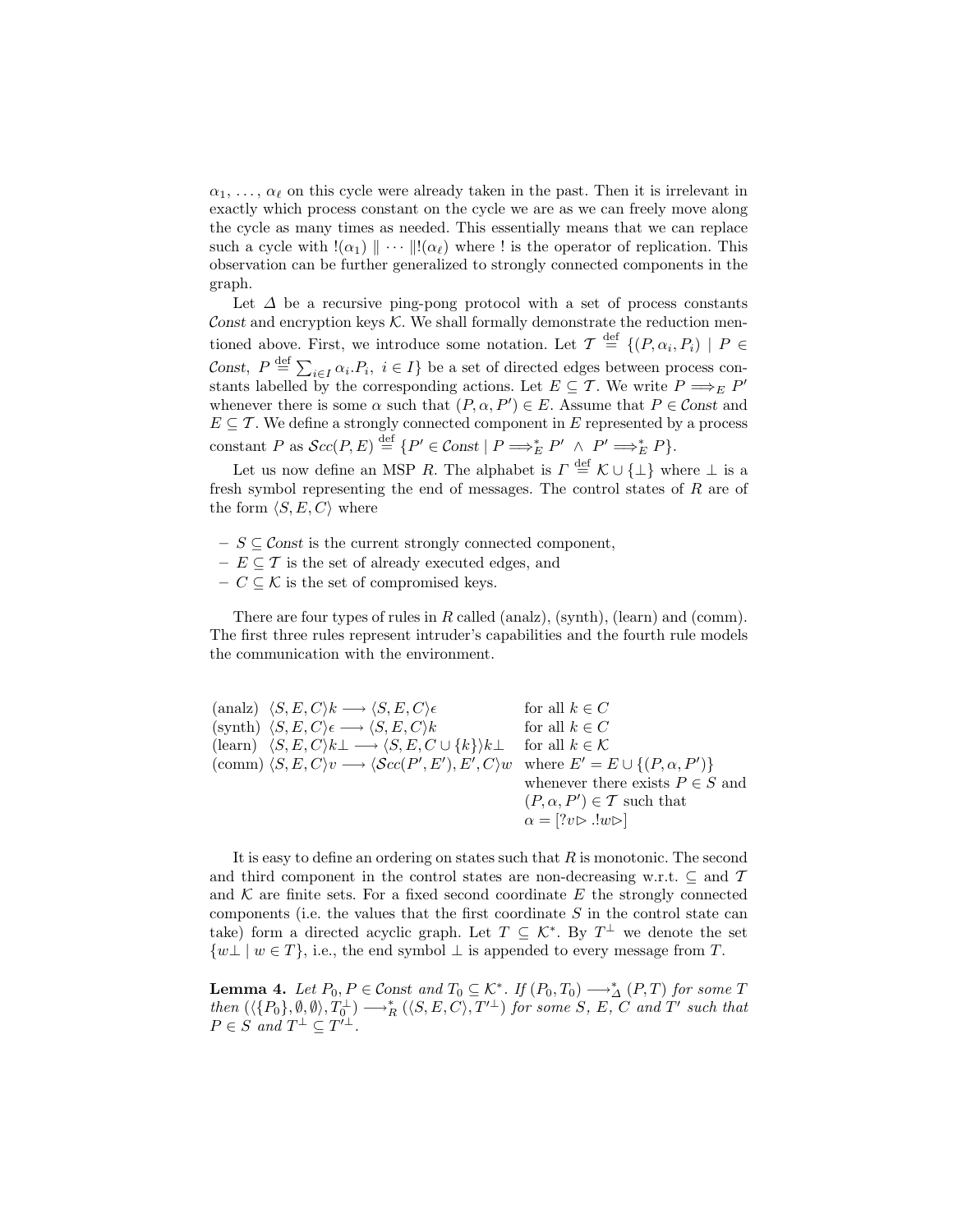$\alpha_1, \ldots, \alpha_\ell$ on this cycle were already taken in the past. Then it is irrelevant in exactly which process constant on the cycle we are as we can freely move along the cycle as many times as needed. This essentially means that we can replace such a cycle with $!(\alpha_1) \parallel \cdots \parallel !(\alpha_\ell)$ where ! is the operator of replication. This observation can be further generalized to strongly connected components in the graph.

Let $\Delta$ be a recursive ping-pong protocol with a set of process constants $\mathcal{C}onst$ and encryption keys $\mathcal{K}$. We shall formally demonstrate the reduction mentioned above. First, we introduce some notation. Let $\mathcal{T} \stackrel{\text{def}}{=} \{(P, \alpha_i, P_i) \mid P \in \mathcal{C}onst,\ P \stackrel{\text{def}}{=} \sum_{i \in I} \alpha_i.P_i,\ i \in I\}$ be a set of directed edges between process constants labelled by the corresponding actions. Let $E \subseteq \mathcal{T}$. We write $P \Longrightarrow_E P'$ whenever there is some $\alpha$ such that $(P, \alpha, P') \in E$. Assume that $P \in \mathcal{C}onst$ and $E \subseteq \mathcal{T}$. We define a strongly connected component in $E$ represented by a process constant $P$ as $\mathcal{S}cc(P, E) \stackrel{\text{def}}{=} \{P' \in \mathcal{C}onst \mid P \Longrightarrow_E^* P' \ \wedge\ P' \Longrightarrow_E^* P\}$.

Let us now define an MSP $R$. The alphabet is $\Gamma \stackrel{\text{def}}{=} \mathcal{K} \cup \{\bot\}$ where $\bot$ is a fresh symbol representing the end of messages. The control states of $R$ are of the form $\langle S, E, C\rangle$ where

- $S \subseteq \mathcal{C}onst$ is the current strongly connected component,
- $E \subseteq \mathcal{T}$ is the set of already executed edges, and
- $C \subseteq \mathcal{K}$ is the set of compromised keys.

There are four types of rules in $R$ called (analz), (synth), (learn) and (comm). The first three rules represent intruder's capabilities and the fourth rule models the communication with the environment.

| | |
|---|---|
| (analz) $\langle S, E, C\rangle k \longrightarrow \langle S, E, C\rangle \epsilon$ | for all $k \in C$ |
| (synth) $\langle S, E, C\rangle \epsilon \longrightarrow \langle S, E, C\rangle k$ | for all $k \in C$ |
| (learn) $\langle S, E, C\rangle k\bot \longrightarrow \langle S, E, C \cup \{k\}\rangle k\bot$ | for all $k \in \mathcal{K}$ |
| (comm) $\langle S, E, C\rangle v \longrightarrow \langle \mathcal{S}cc(P', E'), E', C\rangle w$ | where $E' = E \cup \{(P, \alpha, P')\}$ whenever there exists $P \in S$ and $(P, \alpha, P') \in \mathcal{T}$ such that $\alpha = [?v \triangleright\ .!w \triangleright]$ |

It is easy to define an ordering on states such that $R$ is monotonic. The second and third component in the control states are non-decreasing w.r.t. $\subseteq$ and $\mathcal{T}$ and $\mathcal{K}$ are finite sets. For a fixed second coordinate $E$ the strongly connected components (i.e. the values that the first coordinate $S$ in the control state can take) form a directed acyclic graph. Let $T \subseteq \mathcal{K}^*$. By $T^\bot$ we denote the set $\{w\bot \mid w \in T\}$, i.e., the end symbol $\bot$ is appended to every message from $T$.

**Lemma 4.** *Let $P_0, P \in \mathcal{C}onst$ and $T_0 \subseteq \mathcal{K}^*$. If $(P_0, T_0) \longrightarrow_\Delta^* (P, T)$ for some $T$ then $(\langle\{P_0\}, \emptyset, \emptyset\rangle, T_0^\bot) \longrightarrow_R^* (\langle S, E, C\rangle, T'^\bot)$ for some $S$, $E$, $C$ and $T'$ such that $P \in S$ and $T^\bot \subseteq T'^\bot$.*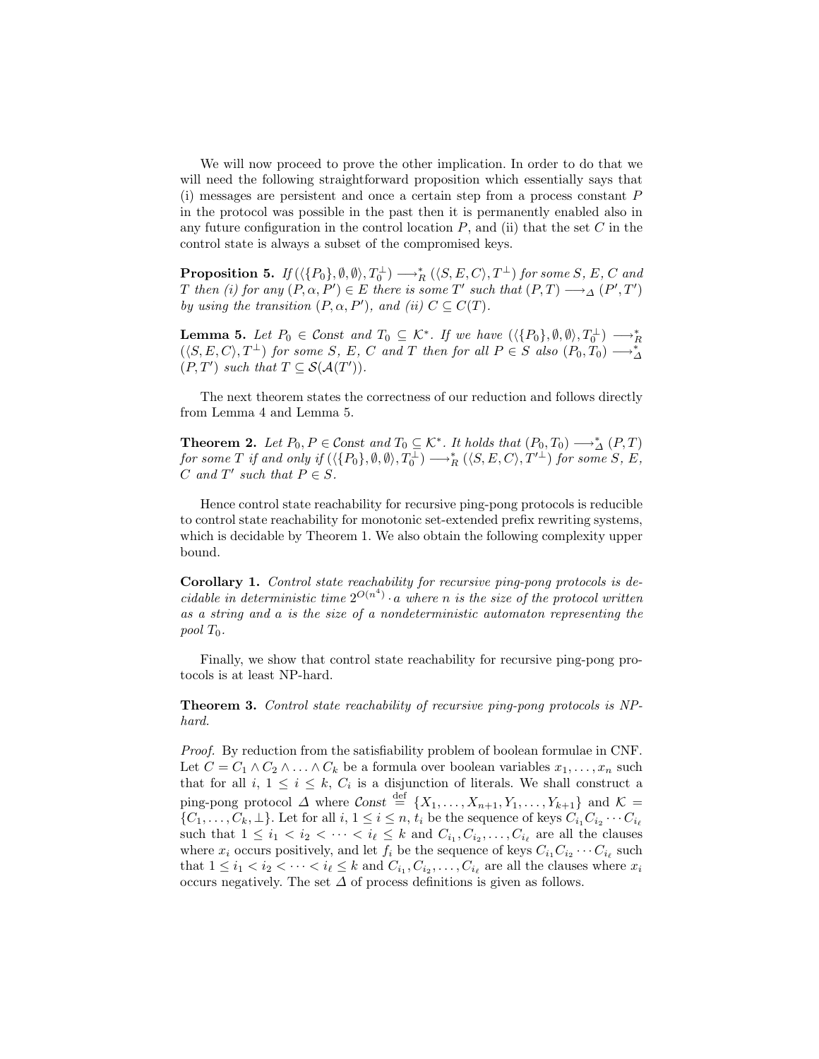We will now proceed to prove the other implication. In order to do that we will need the following straightforward proposition which essentially says that (i) messages are persistent and once a certain step from a process constant $P$ in the protocol was possible in the past then it is permanently enabled also in any future configuration in the control location $P$, and (ii) that the set $C$ in the control state is always a subset of the compromised keys.

**Proposition 5.** *If $(\langle\{P_0\}, \emptyset, \emptyset\rangle, T_0^\perp) \longrightarrow_R^* (\langle S, E, C\rangle, T^\perp)$ for some $S$, $E$, $C$ and $T$ then (i) for any $(P, \alpha, P') \in E$ there is some $T'$ such that $(P, T) \longrightarrow_\Delta (P', T')$ by using the transition $(P, \alpha, P')$, and (ii) $C \subseteq C(T)$.*

**Lemma 5.** *Let $P_0 \in \mathcal{C}onst$ and $T_0 \subseteq \mathcal{K}^*$. If we have $(\langle\{P_0\}, \emptyset, \emptyset\rangle, T_0^\perp) \longrightarrow_R^* (\langle S, E, C\rangle, T^\perp)$ for some $S$, $E$, $C$ and $T$ then for all $P \in S$ also $(P_0, T_0) \longrightarrow_\Delta^* (P, T')$ such that $T \subseteq \mathcal{S}(\mathcal{A}(T'))$.*

The next theorem states the correctness of our reduction and follows directly from Lemma 4 and Lemma 5.

**Theorem 2.** *Let $P_0, P \in \mathcal{C}onst$ and $T_0 \subseteq \mathcal{K}^*$. It holds that $(P_0, T_0) \longrightarrow_\Delta^* (P, T)$ for some $T$ if and only if $(\langle\{P_0\}, \emptyset, \emptyset\rangle, T_0^\perp) \longrightarrow_R^* (\langle S, E, C\rangle, T'^\perp)$ for some $S$, $E$, $C$ and $T'$ such that $P \in S$.*

Hence control state reachability for recursive ping-pong protocols is reducible to control state reachability for monotonic set-extended prefix rewriting systems, which is decidable by Theorem 1. We also obtain the following complexity upper bound.

**Corollary 1.** *Control state reachability for recursive ping-pong protocols is decidable in deterministic time $2^{O(n^4)} \cdot a$ where $n$ is the size of the protocol written as a string and $a$ is the size of a nondeterministic automaton representing the pool $T_0$.*

Finally, we show that control state reachability for recursive ping-pong protocols is at least NP-hard.

**Theorem 3.** *Control state reachability of recursive ping-pong protocols is NP-hard.*

*Proof.* By reduction from the satisfiability problem of boolean formulae in CNF. Let $C = C_1 \wedge C_2 \wedge \ldots \wedge C_k$ be a formula over boolean variables $x_1, \ldots, x_n$ such that for all $i$, $1 \leq i \leq k$, $C_i$ is a disjunction of literals. We shall construct a ping-pong protocol $\Delta$ where $\mathcal{C}onst \stackrel{\text{def}}{=} \{X_1, \ldots, X_{n+1}, Y_1, \ldots, Y_{k+1}\}$ and $\mathcal{K} = \{C_1, \ldots, C_k, \perp\}$. Let for all $i$, $1 \leq i \leq n$, $t_i$ be the sequence of keys $C_{i_1} C_{i_2} \cdots C_{i_\ell}$ such that $1 \leq i_1 < i_2 < \cdots < i_\ell \leq k$ and $C_{i_1}, C_{i_2}, \ldots, C_{i_\ell}$ are all the clauses where $x_i$ occurs positively, and let $f_i$ be the sequence of keys $C_{i_1} C_{i_2} \cdots C_{i_\ell}$ such that $1 \leq i_1 < i_2 < \cdots < i_\ell \leq k$ and $C_{i_1}, C_{i_2}, \ldots, C_{i_\ell}$ are all the clauses where $x_i$ occurs negatively. The set $\Delta$ of process definitions is given as follows.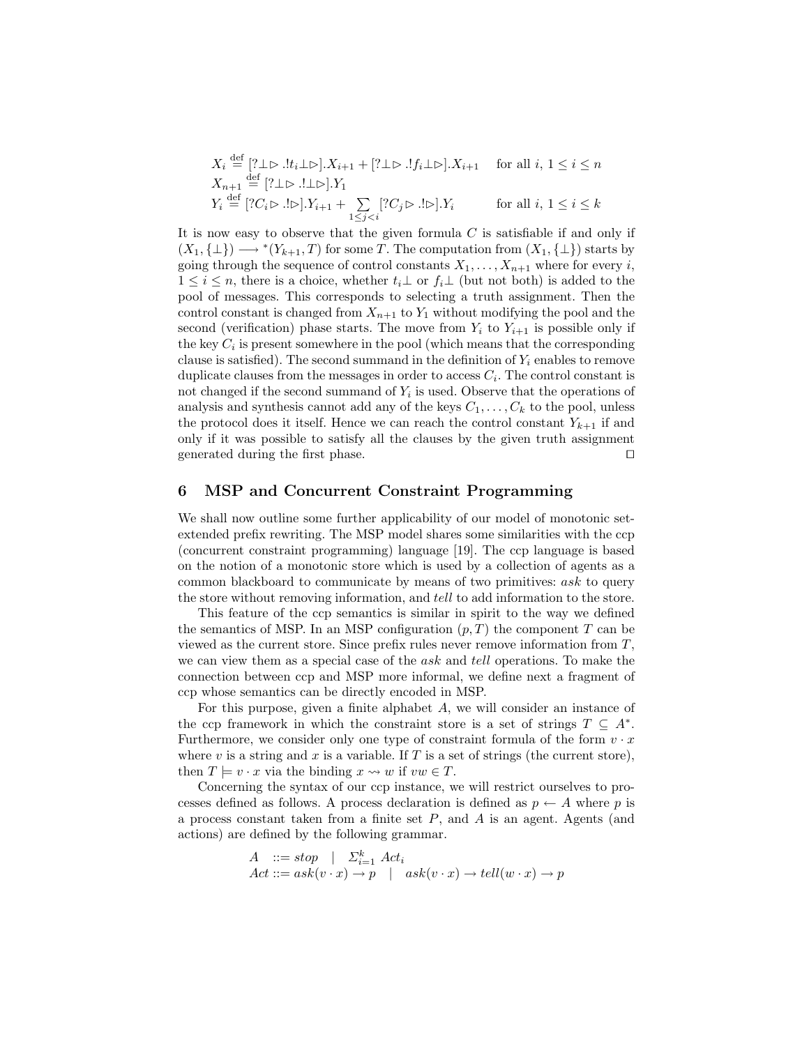$$
\begin{aligned}
X_i &\stackrel{\text{def}}{=} [?\bot\triangleright .!t_i\bot\triangleright].X_{i+1} + [?\bot\triangleright .!f_i\bot\triangleright].X_{i+1} \quad \text{for all } i,\ 1 \le i \le n \\
X_{n+1} &\stackrel{\text{def}}{=} [?\bot\triangleright .!\bot\triangleright].Y_1 \\
Y_i &\stackrel{\text{def}}{=} [?C_i\triangleright .!\triangleright].Y_{i+1} + \sum_{1\le j<i} [?C_j\triangleright .!\triangleright].Y_i \quad \text{for all } i,\ 1 \le i \le k
\end{aligned}
$$

It is now easy to observe that the given formula $C$ is satisfiable if and only if $(X_1, \{\bot\}) \longrightarrow^*(Y_{k+1}, T)$ for some $T$. The computation from $(X_1, \{\bot\})$ starts by going through the sequence of control constants $X_1, \ldots, X_{n+1}$ where for every $i$, $1 \le i \le n$, there is a choice, whether $t_i\bot$ or $f_i\bot$ (but not both) is added to the pool of messages. This corresponds to selecting a truth assignment. Then the control constant is changed from $X_{n+1}$ to $Y_1$ without modifying the pool and the second (verification) phase starts. The move from $Y_i$ to $Y_{i+1}$ is possible only if the key $C_i$ is present somewhere in the pool (which means that the corresponding clause is satisfied). The second summand in the definition of $Y_i$ enables to remove duplicate clauses from the messages in order to access $C_i$. The control constant is not changed if the second summand of $Y_i$ is used. Observe that the operations of analysis and synthesis cannot add any of the keys $C_1, \ldots, C_k$ to the pool, unless the protocol does it itself. Hence we can reach the control constant $Y_{k+1}$ if and only if it was possible to satisfy all the clauses by the given truth assignment generated during the first phase. ☐

## 6 MSP and Concurrent Constraint Programming

We shall now outline some further applicability of our model of monotonic set-extended prefix rewriting. The MSP model shares some similarities with the ccp (concurrent constraint programming) language [19]. The ccp language is based on the notion of a monotonic store which is used by a collection of agents as a common blackboard to communicate by means of two primitives: *ask* to query the store without removing information, and *tell* to add information to the store.

This feature of the ccp semantics is similar in spirit to the way we defined the semantics of MSP. In an MSP configuration $(p, T)$ the component $T$ can be viewed as the current store. Since prefix rules never remove information from $T$, we can view them as a special case of the *ask* and *tell* operations. To make the connection between ccp and MSP more informal, we define next a fragment of ccp whose semantics can be directly encoded in MSP.

For this purpose, given a finite alphabet $A$, we will consider an instance of the ccp framework in which the constraint store is a set of strings $T \subseteq A^*$. Furthermore, we consider only one type of constraint formula of the form $v \cdot x$ where $v$ is a string and $x$ is a variable. If $T$ is a set of strings (the current store), then $T \models v \cdot x$ via the binding $x \rightsquigarrow w$ if $vw \in T$.

Concerning the syntax of our ccp instance, we will restrict ourselves to processes defined as follows. A process declaration is defined as $p \leftarrow A$ where $p$ is a process constant taken from a finite set $P$, and $A$ is an agent. Agents (and actions) are defined by the following grammar.

$$
\begin{aligned}
A \ &::= stop \quad | \quad \Sigma_{i=1}^{k}\ Act_i \\
Act &::= ask(v \cdot x) \rightarrow p \quad | \quad ask(v \cdot x) \rightarrow tell(w \cdot x) \rightarrow p
\end{aligned}
$$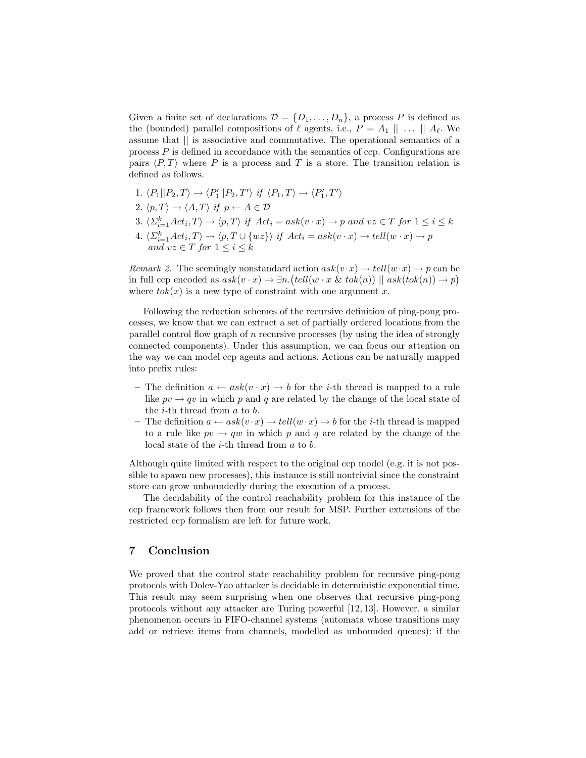Given a finite set of declarations $\mathcal{D} = \{D_1, \ldots, D_n\}$, a process $P$ is defined as the (bounded) parallel compositions of $\ell$ agents, i.e., $P = A_1 \mid\mid \ldots \mid\mid A_\ell$. We assume that $\mid\mid$ is associative and commutative. The operational semantics of a process $P$ is defined in accordance with the semantics of ccp. Configurations are pairs $\langle P, T\rangle$ where $P$ is a process and $T$ is a store. The transition relation is defined as follows.

1. $\langle P_1 \mid\mid P_2, T\rangle \rightarrow \langle P_1' \mid\mid P_2, T'\rangle$ *if* $\langle P_1, T\rangle \rightarrow \langle P_1', T'\rangle$
2. $\langle p, T\rangle \rightarrow \langle A, T\rangle$ *if* $p \leftarrow A \in \mathcal{D}$
3. $\langle \Sigma_{i=1}^{k} Act_i, T\rangle \rightarrow \langle p, T\rangle$ *if* $Act_i = ask(v \cdot x) \rightarrow p$ *and* $vz \in T$ *for* $1 \leq i \leq k$
4. $\langle \Sigma_{i=1}^{k} Act_i, T\rangle \rightarrow \langle p, T \cup \{wz\}\rangle$ *if* $Act_i = ask(v \cdot x) \rightarrow tell(w \cdot x) \rightarrow p$ *and* $vz \in T$ *for* $1 \leq i \leq k$

*Remark 2.* The seemingly nonstandard action $ask(v \cdot x) \rightarrow tell(w \cdot x) \rightarrow p$ can be in full ccp encoded as $ask(v \cdot x) \rightarrow \exists n.\big(tell(w \cdot x \;\&\; tok(n)) \mid\mid ask(tok(n)) \rightarrow p\big)$ where $tok(x)$ is a new type of constraint with one argument $x$.

Following the reduction schemes of the recursive definition of ping-pong processes, we know that we can extract a set of partially ordered locations from the parallel control flow graph of $n$ recursive processes (by using the idea of strongly connected components). Under this assumption, we can focus our attention on the way we can model ccp agents and actions. Actions can be naturally mapped into prefix rules:

- The definition $a \leftarrow ask(v \cdot x) \rightarrow b$ for the $i$-th thread is mapped to a rule like $pv \rightarrow qv$ in which $p$ and $q$ are related by the change of the local state of the $i$-th thread from $a$ to $b$.
- The definition $a \leftarrow ask(v \cdot x) \rightarrow tell(w \cdot x) \rightarrow b$ for the $i$-th thread is mapped to a rule like $pv \rightarrow qw$ in which $p$ and $q$ are related by the change of the local state of the $i$-th thread from $a$ to $b$.

Although quite limited with respect to the original ccp model (e.g. it is not possible to spawn new processes), this instance is still nontrivial since the constraint store can grow unboundedly during the execution of a process.

The decidability of the control reachability problem for this instance of the ccp framework follows then from our result for MSP. Further extensions of the restricted ccp formalism are left for future work.

## 7 Conclusion

We proved that the control state reachability problem for recursive ping-pong protocols with Dolev-Yao attacker is decidable in deterministic exponential time. This result may seem surprising when one observes that recursive ping-pong protocols without any attacker are Turing powerful [12, 13]. However, a similar phenomenon occurs in FIFO-channel systems (automata whose transitions may add or retrieve items from channels, modelled as unbounded queues): if the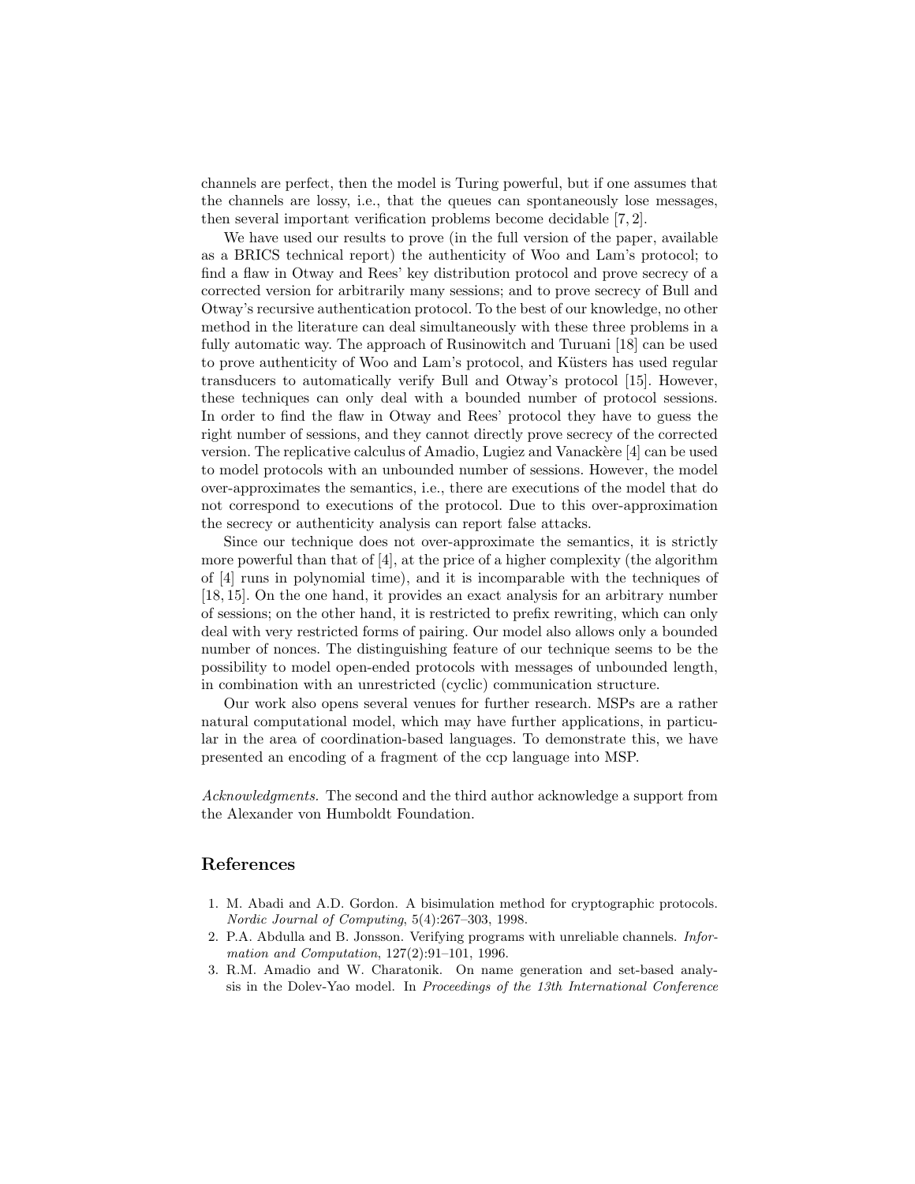channels are perfect, then the model is Turing powerful, but if one assumes that the channels are lossy, i.e., that the queues can spontaneously lose messages, then several important verification problems become decidable [7, 2].

We have used our results to prove (in the full version of the paper, available as a BRICS technical report) the authenticity of Woo and Lam's protocol; to find a flaw in Otway and Rees' key distribution protocol and prove secrecy of a corrected version for arbitrarily many sessions; and to prove secrecy of Bull and Otway's recursive authentication protocol. To the best of our knowledge, no other method in the literature can deal simultaneously with these three problems in a fully automatic way. The approach of Rusinowitch and Turuani [18] can be used to prove authenticity of Woo and Lam's protocol, and Küsters has used regular transducers to automatically verify Bull and Otway's protocol [15]. However, these techniques can only deal with a bounded number of protocol sessions. In order to find the flaw in Otway and Rees' protocol they have to guess the right number of sessions, and they cannot directly prove secrecy of the corrected version. The replicative calculus of Amadio, Lugiez and Vanackère [4] can be used to model protocols with an unbounded number of sessions. However, the model over-approximates the semantics, i.e., there are executions of the model that do not correspond to executions of the protocol. Due to this over-approximation the secrecy or authenticity analysis can report false attacks.

Since our technique does not over-approximate the semantics, it is strictly more powerful than that of [4], at the price of a higher complexity (the algorithm of [4] runs in polynomial time), and it is incomparable with the techniques of [18, 15]. On the one hand, it provides an exact analysis for an arbitrary number of sessions; on the other hand, it is restricted to prefix rewriting, which can only deal with very restricted forms of pairing. Our model also allows only a bounded number of nonces. The distinguishing feature of our technique seems to be the possibility to model open-ended protocols with messages of unbounded length, in combination with an unrestricted (cyclic) communication structure.

Our work also opens several venues for further research. MSPs are a rather natural computational model, which may have further applications, in particular in the area of coordination-based languages. To demonstrate this, we have presented an encoding of a fragment of the ccp language into MSP.

*Acknowledgments.* The second and the third author acknowledge a support from the Alexander von Humboldt Foundation.

## References

1. M. Abadi and A.D. Gordon. A bisimulation method for cryptographic protocols. *Nordic Journal of Computing*, 5(4):267–303, 1998.
2. P.A. Abdulla and B. Jonsson. Verifying programs with unreliable channels. *Information and Computation*, 127(2):91–101, 1996.
3. R.M. Amadio and W. Charatonik. On name generation and set-based analysis in the Dolev-Yao model. In *Proceedings of the 13th International Conference*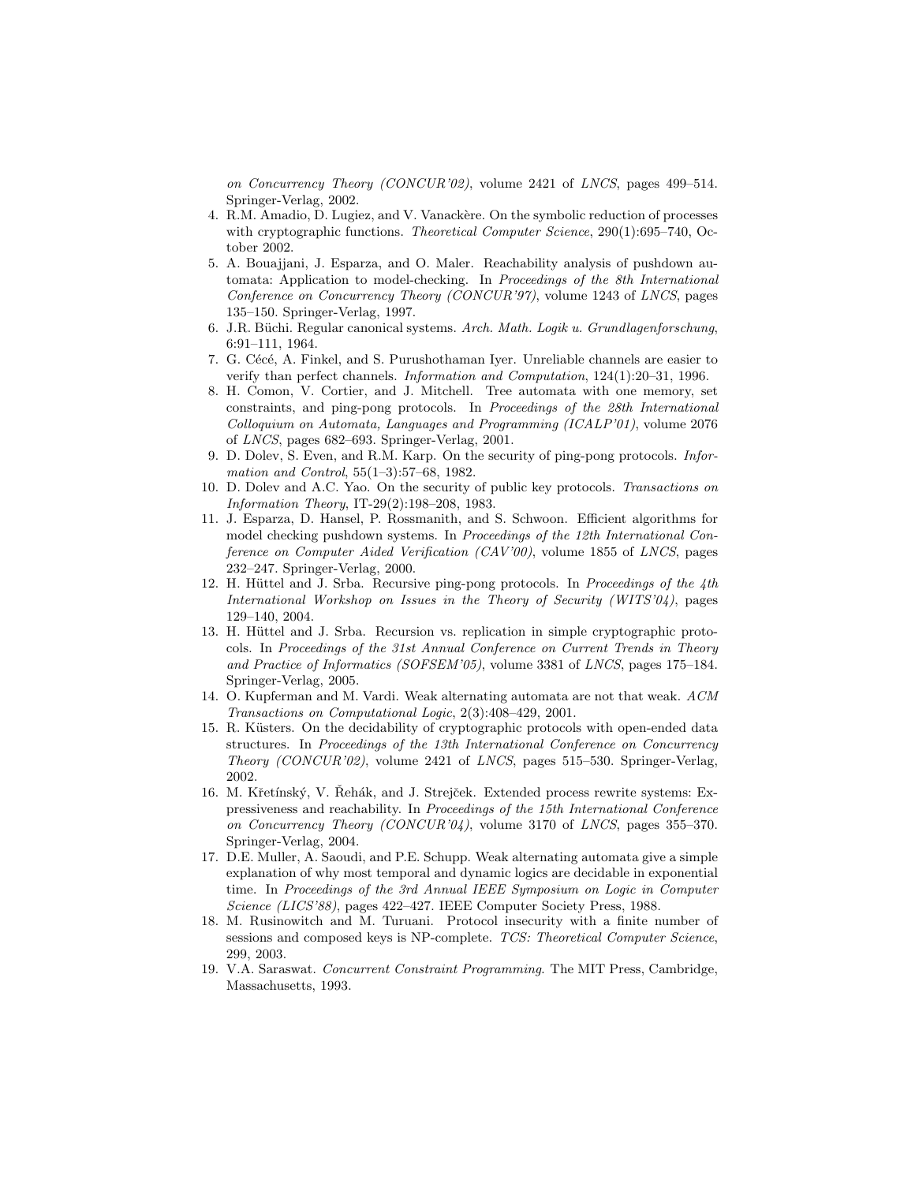on Concurrency Theory (CONCUR'02)*, volume 2421 of *LNCS*, pages 499–514. Springer-Verlag, 2002.

4. R.M. Amadio, D. Lugiez, and V. Vanackère. On the symbolic reduction of processes with cryptographic functions. *Theoretical Computer Science*, 290(1):695–740, October 2002.
5. A. Bouajjani, J. Esparza, and O. Maler. Reachability analysis of pushdown automata: Application to model-checking. In *Proceedings of the 8th International Conference on Concurrency Theory (CONCUR'97)*, volume 1243 of *LNCS*, pages 135–150. Springer-Verlag, 1997.
6. J.R. Büchi. Regular canonical systems. *Arch. Math. Logik u. Grundlagenforschung*, 6:91–111, 1964.
7. G. Cécé, A. Finkel, and S. Purushothaman Iyer. Unreliable channels are easier to verify than perfect channels. *Information and Computation*, 124(1):20–31, 1996.
8. H. Comon, V. Cortier, and J. Mitchell. Tree automata with one memory, set constraints, and ping-pong protocols. In *Proceedings of the 28th International Colloquium on Automata, Languages and Programming (ICALP'01)*, volume 2076 of *LNCS*, pages 682–693. Springer-Verlag, 2001.
9. D. Dolev, S. Even, and R.M. Karp. On the security of ping-pong protocols. *Information and Control*, 55(1–3):57–68, 1982.
10. D. Dolev and A.C. Yao. On the security of public key protocols. *Transactions on Information Theory*, IT-29(2):198–208, 1983.
11. J. Esparza, D. Hansel, P. Rossmanith, and S. Schwoon. Efficient algorithms for model checking pushdown systems. In *Proceedings of the 12th International Conference on Computer Aided Verification (CAV'00)*, volume 1855 of *LNCS*, pages 232–247. Springer-Verlag, 2000.
12. H. Hüttel and J. Srba. Recursive ping-pong protocols. In *Proceedings of the 4th International Workshop on Issues in the Theory of Security (WITS'04)*, pages 129–140, 2004.
13. H. Hüttel and J. Srba. Recursion vs. replication in simple cryptographic protocols. In *Proceedings of the 31st Annual Conference on Current Trends in Theory and Practice of Informatics (SOFSEM'05)*, volume 3381 of *LNCS*, pages 175–184. Springer-Verlag, 2005.
14. O. Kupferman and M. Vardi. Weak alternating automata are not that weak. *ACM Transactions on Computational Logic*, 2(3):408–429, 2001.
15. R. Küsters. On the decidability of cryptographic protocols with open-ended data structures. In *Proceedings of the 13th International Conference on Concurrency Theory (CONCUR'02)*, volume 2421 of *LNCS*, pages 515–530. Springer-Verlag, 2002.
16. M. Křetínský, V. Řehák, and J. Strejček. Extended process rewrite systems: Expressiveness and reachability. In *Proceedings of the 15th International Conference on Concurrency Theory (CONCUR'04)*, volume 3170 of *LNCS*, pages 355–370. Springer-Verlag, 2004.
17. D.E. Muller, A. Saoudi, and P.E. Schupp. Weak alternating automata give a simple explanation of why most temporal and dynamic logics are decidable in exponential time. In *Proceedings of the 3rd Annual IEEE Symposium on Logic in Computer Science (LICS'88)*, pages 422–427. IEEE Computer Society Press, 1988.
18. M. Rusinowitch and M. Turuani. Protocol insecurity with a finite number of sessions and composed keys is NP-complete. *TCS: Theoretical Computer Science*, 299, 2003.
19. V.A. Saraswat. *Concurrent Constraint Programming*. The MIT Press, Cambridge, Massachusetts, 1993.